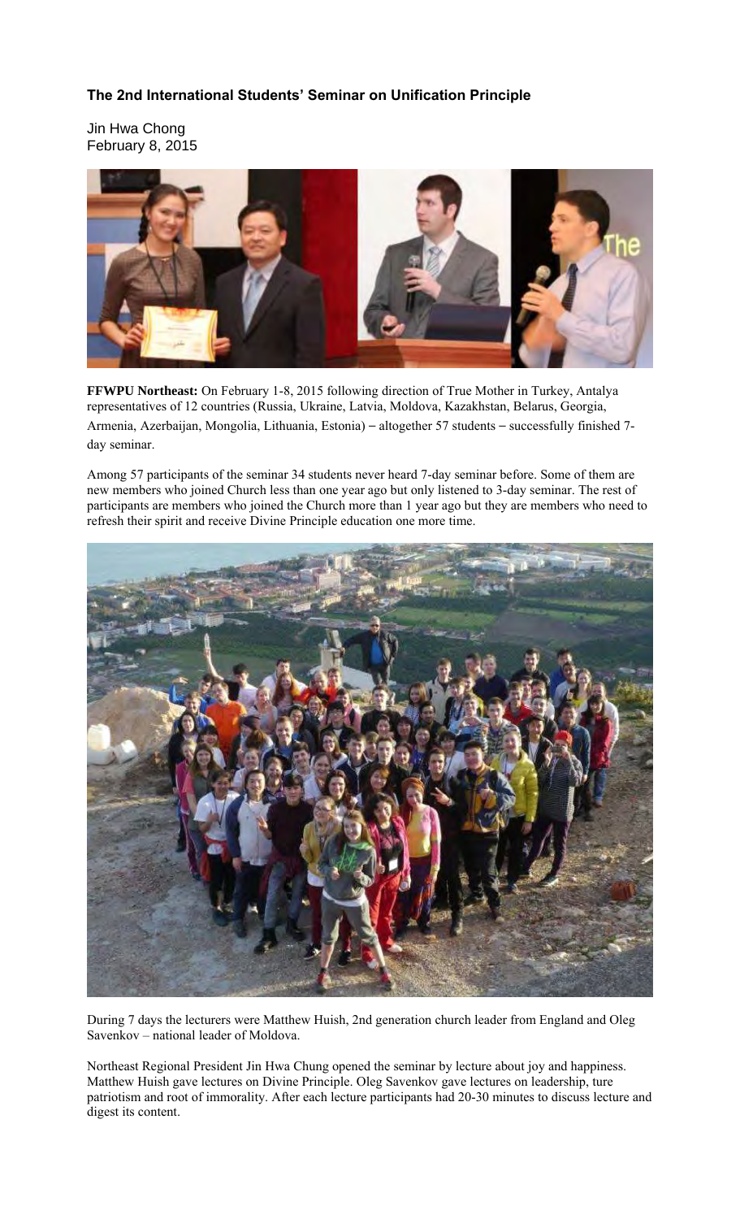**The 2nd International Students' Seminar on Unification Principle**

Jin Hwa Chong
February 8, 2015

**FFWPU Northeast:** On February 1-8, 2015 following direction of True Mother in Turkey, Antalya representatives of 12 countries (Russia, Ukraine, Latvia, Moldova, Kazakhstan, Belarus, Georgia, Armenia, Azerbaijan, Mongolia, Lithuania, Estonia) – altogether 57 students – successfully finished 7-day seminar.

Among 57 participants of the seminar 34 students never heard 7-day seminar before. Some of them are new members who joined Church less than one year ago but only listened to 3-day seminar. The rest of participants are members who joined the Church more than 1 year ago but they are members who need to refresh their spirit and receive Divine Principle education one more time.

During 7 days the lecturers were Matthew Huish, 2nd generation church leader from England and Oleg Savenkov – national leader of Moldova.

Northeast Regional President Jin Hwa Chung opened the seminar by lecture about joy and happiness. Matthew Huish gave lectures on Divine Principle. Oleg Savenkov gave lectures on leadership, ture patriotism and root of immorality. After each lecture participants had 20-30 minutes to discuss lecture and digest its content.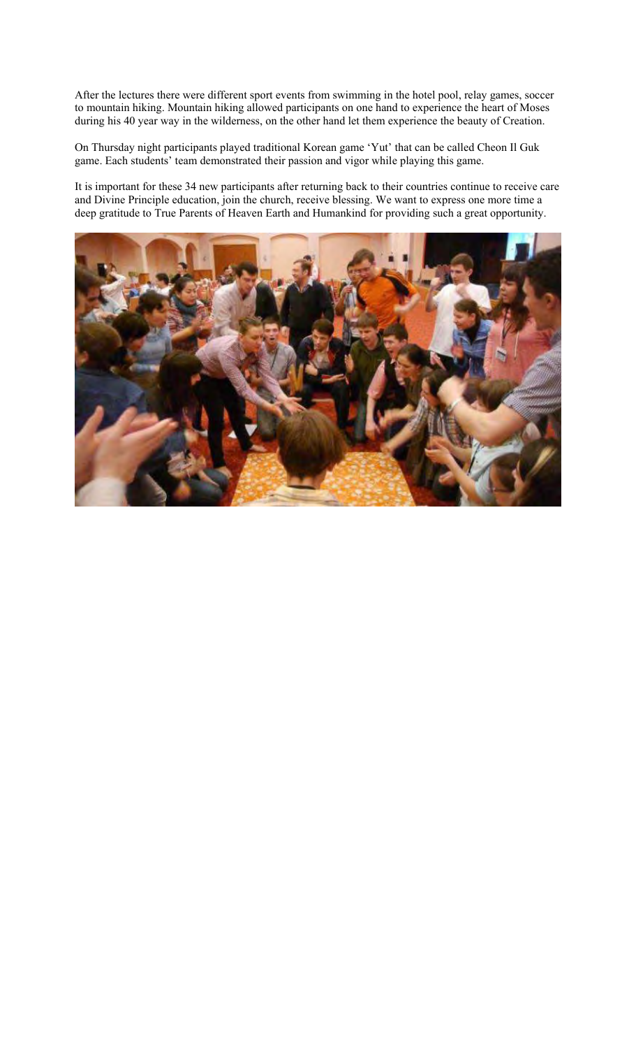After the lectures there were different sport events from swimming in the hotel pool, relay games, soccer to mountain hiking. Mountain hiking allowed participants on one hand to experience the heart of Moses during his 40 year way in the wilderness, on the other hand let them experience the beauty of Creation.

On Thursday night participants played traditional Korean game 'Yut' that can be called Cheon Il Guk game. Each students' team demonstrated their passion and vigor while playing this game.

It is important for these 34 new participants after returning back to their countries continue to receive care and Divine Principle education, join the church, receive blessing. We want to express one more time a deep gratitude to True Parents of Heaven Earth and Humankind for providing such a great opportunity.